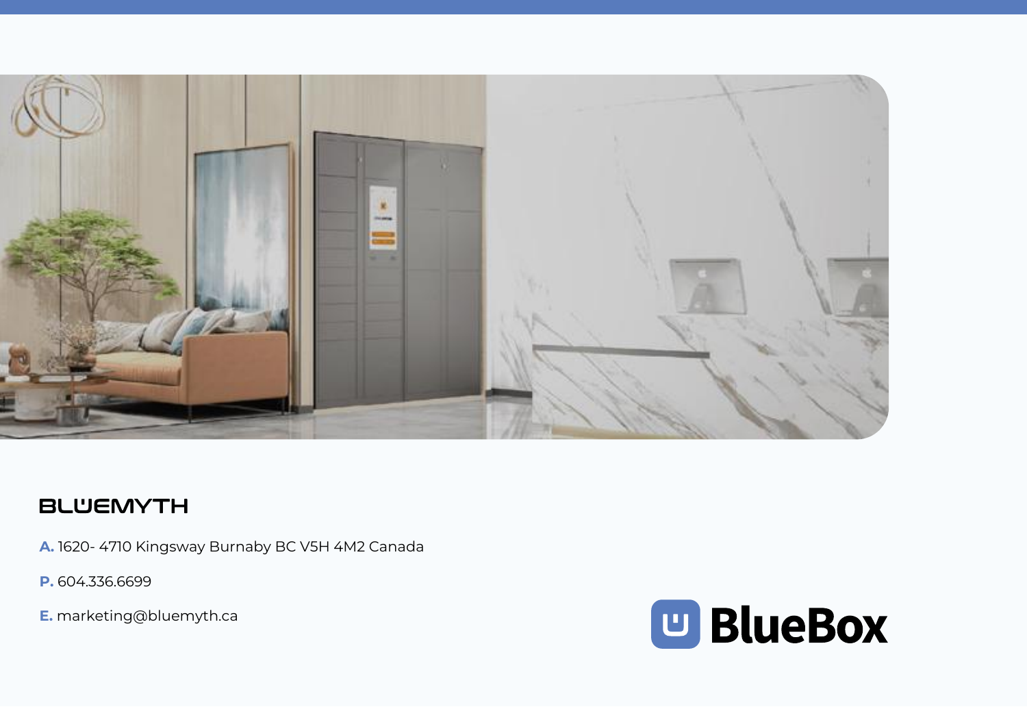BLUEMYTH

**A.** 1620- 4710 Kingsway Burnaby BC V5H 4M2 Canada

**P.** 604.336.6699

**E.** marketing@bluemyth.ca

BlueBox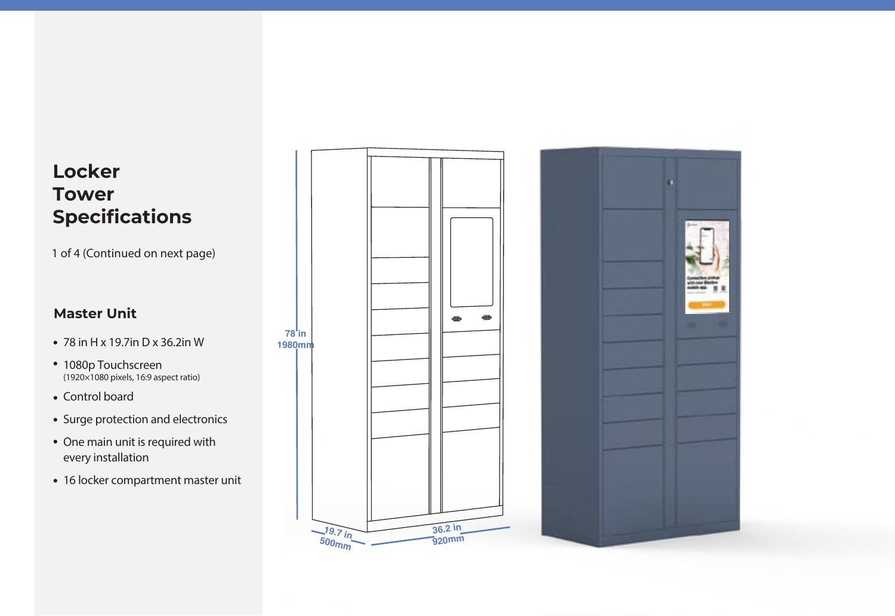# Locker Tower Specifications

1 of 4 (Continued on next page)

## Master Unit

- 78 in H x 19.7in D x 36.2in W
- 1080p Touchscreen
  (1920×1080 pixels, 16:9 aspect ratio)
- Control board
- Surge protection and electronics
- One main unit is required with every installation
- 16 locker compartment master unit

78 in
1980mm

19.7 in
500mm

36.2 in
920mm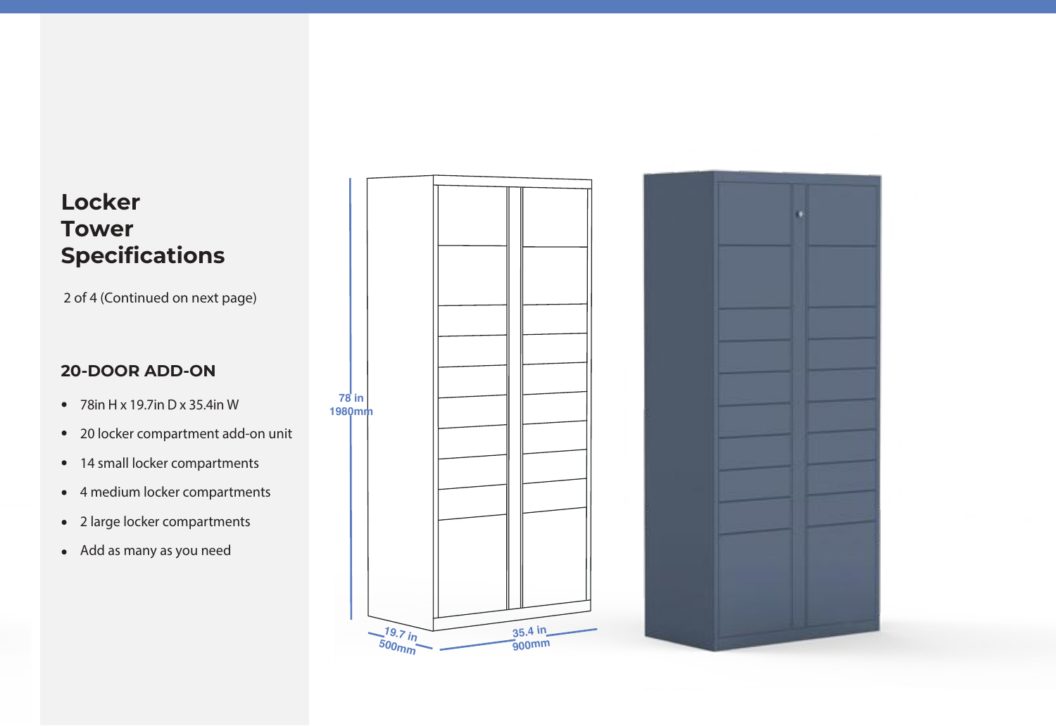# Locker Tower Specifications

2 of 4 (Continued on next page)

## 20-DOOR ADD-ON

- 78in H x 19.7in D x 35.4in W
- 20 locker compartment add-on unit
- 14 small locker compartments
- 4 medium locker compartments
- 2 large locker compartments
- Add as many as you need

78 in
1980mm

19.7 in
500mm

35.4 in
900mm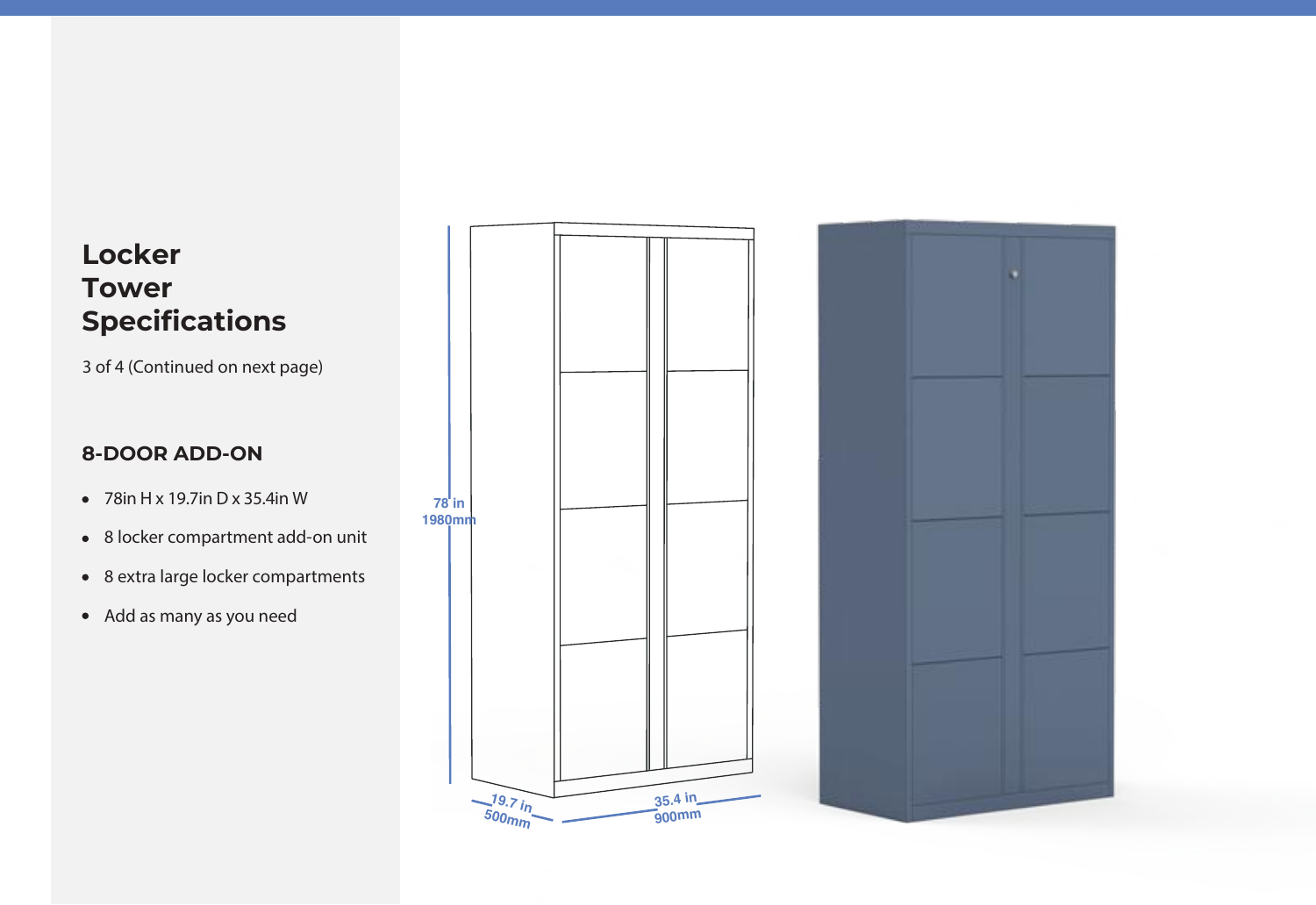# Locker Tower Specifications

3 of 4 (Continued on next page)

## 8-DOOR ADD-ON

- 78in H x 19.7in D x 35.4in W
- 8 locker compartment add-on unit
- 8 extra large locker compartments
- Add as many as you need

78 in
1980mm

19.7 in
500mm

35.4 in
900mm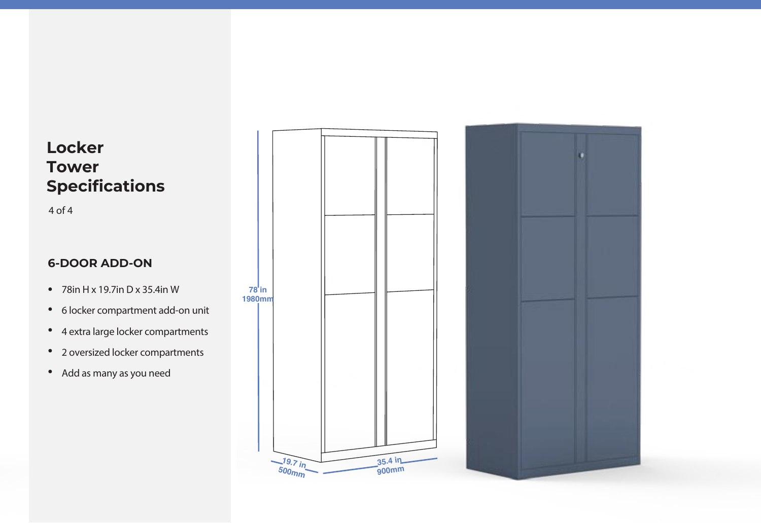# Locker Tower Specifications

4 of 4

## 6-DOOR ADD-ON

- 78in H x 19.7in D x 35.4in W
- 6 locker compartment add-on unit
- 4 extra large locker compartments
- 2 oversized locker compartments
- Add as many as you need

78 in
1980mm

19.7 in
500mm

35.4 in
900mm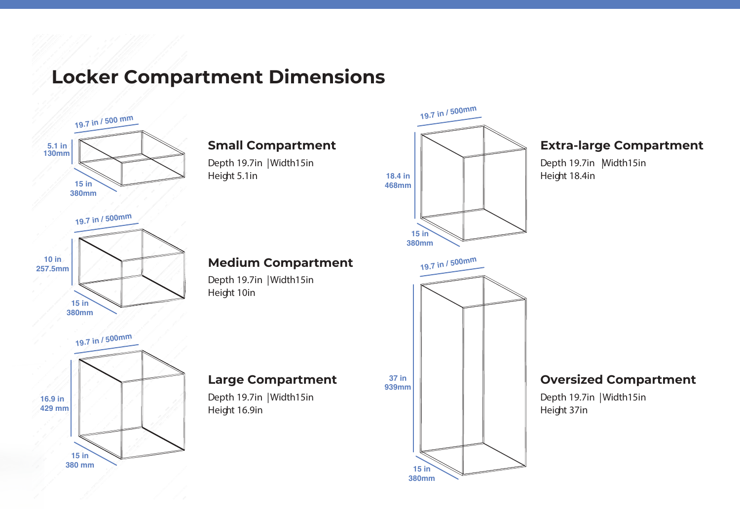# Locker Compartment Dimensions

## Small Compartment

Depth 19.7in |Width15in
Height 5.1in

## Medium Compartment

Depth 19.7in |Width15in
Height 10in

## Large Compartment

Depth 19.7in |Width15in
Height 16.9in

## Extra-large Compartment

Depth 19.7in |Width15in
Height 18.4in

## Oversized Compartment

Depth 19.7in |Width15in
Height 37in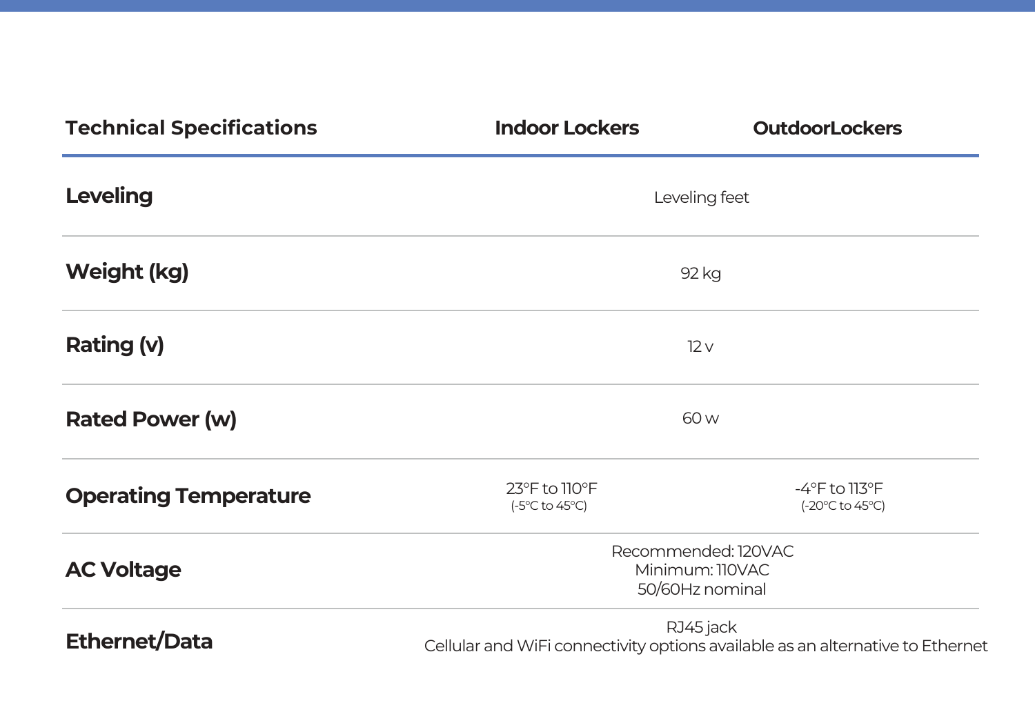| Technical Specifications | Indoor Lockers | OutdoorLockers |
|---|---|---|
| **Leveling** | Leveling feet | |
| **Weight (kg)** | 92 kg | |
| **Rating (v)** | 12 v | |
| **Rated Power (w)** | 60 w | |
| **Operating Temperature** | 23°F to 110°F (-5°C to 45°C) | -4°F to 113°F (-20°C to 45°C) |
| **AC Voltage** | Recommended: 120VAC<br>Minimum: 110VAC<br>50/60Hz nominal | |
| **Ethernet/Data** | RJ45 jack<br>Cellular and WiFi connectivity options available as an alternative to Ethernet | |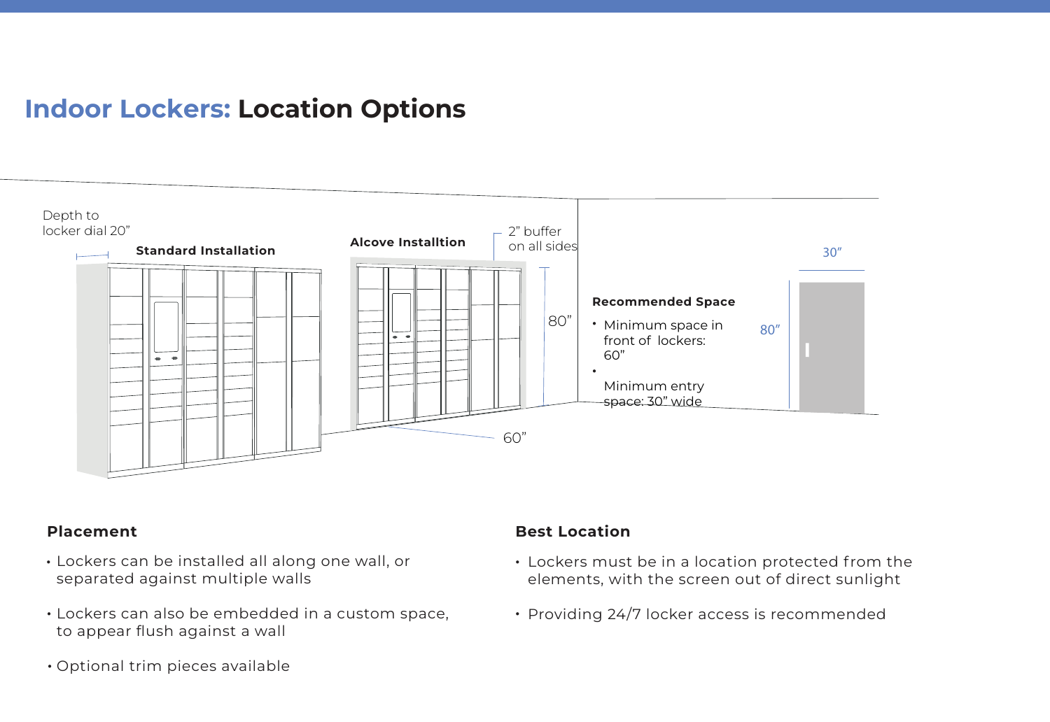# Indoor Lockers: Location Options

Depth to locker dial 20”

**Standard Installation**

**Alcove Installtion**

2” buffer on all sides

80”

60”

**Recommended Space**

- Minimum space in front of lockers: 60”
- Minimum entry space: 30” wide

30”

80”

## Placement

- Lockers can be installed all along one wall, or separated against multiple walls
- Lockers can also be embedded in a custom space, to appear flush against a wall
- Optional trim pieces available

## Best Location

- Lockers must be in a location protected from the elements, with the screen out of direct sunlight
- Providing 24/7 locker access is recommended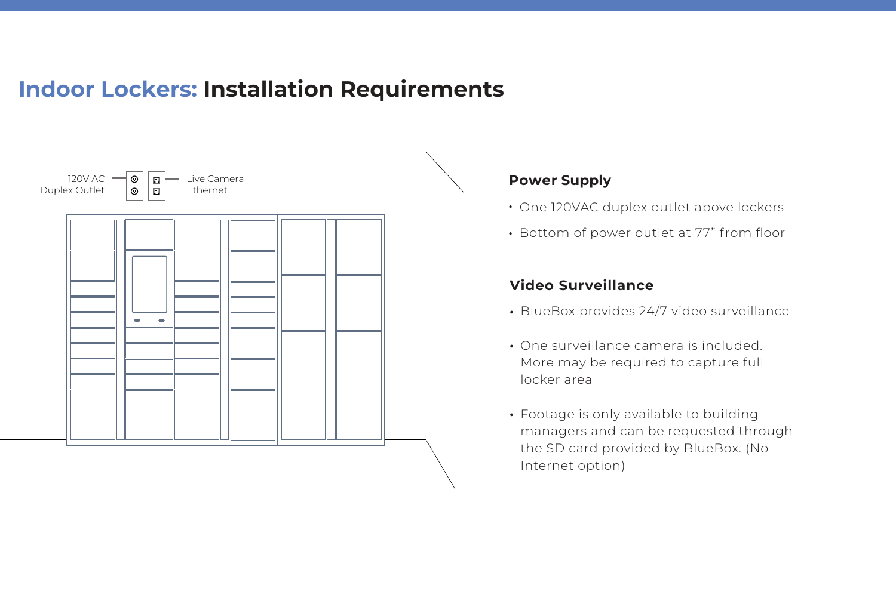# Indoor Lockers: Installation Requirements

120V AC Duplex Outlet

Live Camera Ethernet

### Power Supply

- One 120VAC duplex outlet above lockers
- Bottom of power outlet at 77" from floor

### Video Surveillance

- BlueBox provides 24/7 video surveillance
- One surveillance camera is included. More may be required to capture full locker area
- Footage is only available to building managers and can be requested through the SD card provided by BlueBox. (No Internet option)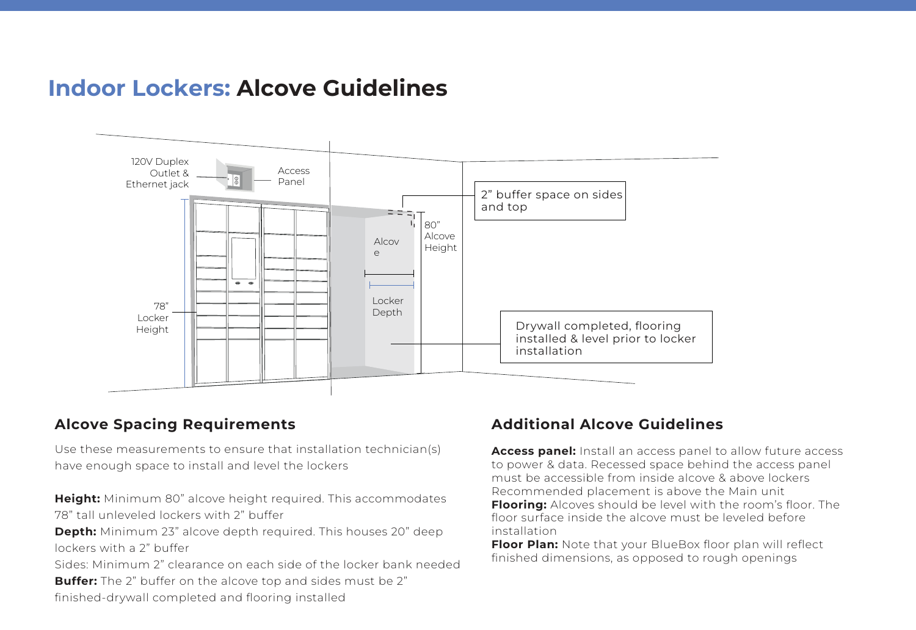# Indoor Lockers: **Alcove Guidelines**

120V Duplex Outlet & Ethernet jack

Access Panel

2” buffer space on sides and top

80” Alcove Height

Alcove

Locker Depth

78” Locker Height

Drywall completed, flooring installed & level prior to locker installation

## Alcove Spacing Requirements

Use these measurements to ensure that installation technician(s) have enough space to install and level the lockers

**Height:** Minimum 80” alcove height required. This accommodates 78” tall unleveled lockers with 2” buffer

**Depth:** Minimum 23” alcove depth required. This houses 20” deep lockers with a 2” buffer

Sides: Minimum 2” clearance on each side of the locker bank needed

**Buffer:** The 2” buffer on the alcove top and sides must be 2” finished-drywall completed and flooring installed

## Additional Alcove Guidelines

**Access panel:** Install an access panel to allow future access to power & data. Recessed space behind the access panel must be accessible from inside alcove & above lockers Recommended placement is above the Main unit

**Flooring:** Alcoves should be level with the room’s floor. The floor surface inside the alcove must be leveled before installation

**Floor Plan:** Note that your BlueBox floor plan will reflect finished dimensions, as opposed to rough openings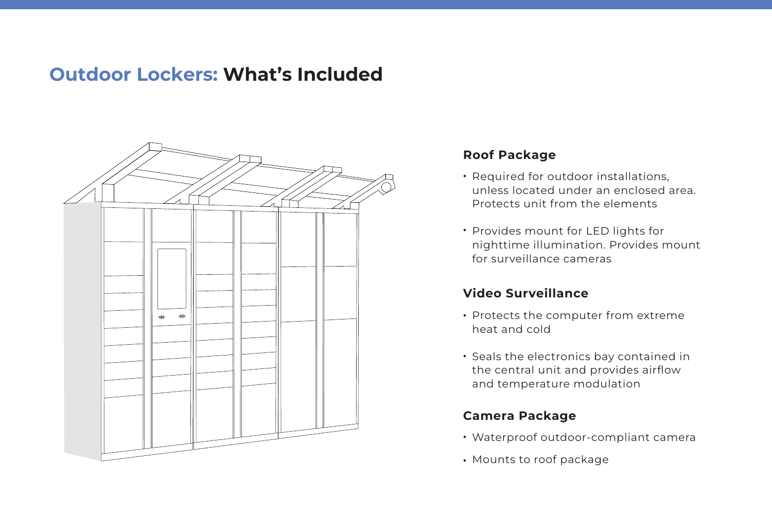# **Outdoor Lockers:** What's Included

### Roof Package

- Required for outdoor installations, unless located under an enclosed area. Protects unit from the elements
- Provides mount for LED lights for nighttime illumination. Provides mount for surveillance cameras

### Video Surveillance

- Protects the computer from extreme heat and cold
- Seals the electronics bay contained in the central unit and provides airflow and temperature modulation

### Camera Package

- Waterproof outdoor-compliant camera
- Mounts to roof package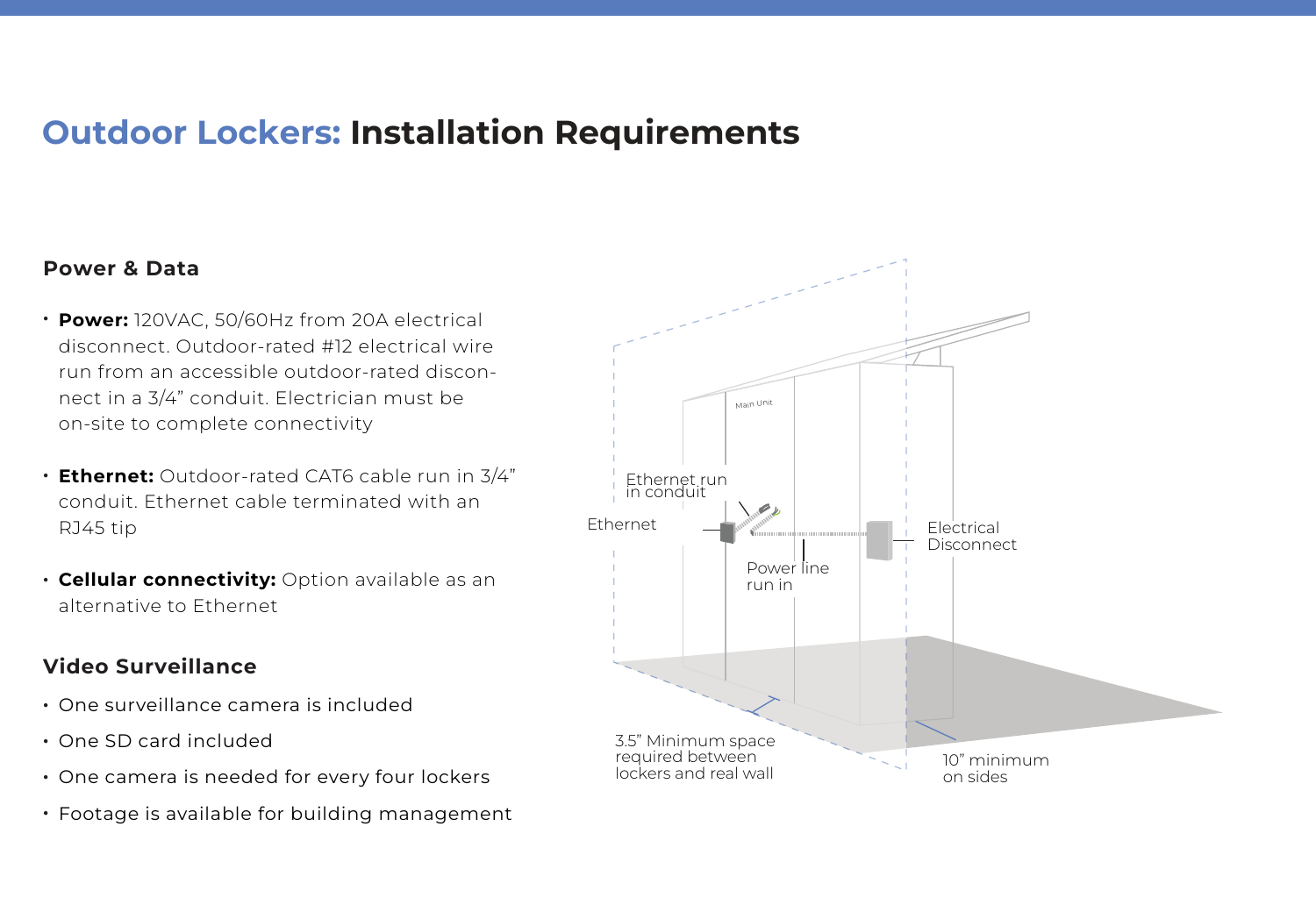# Outdoor Lockers: Installation Requirements

## Power & Data

- **Power:** 120VAC, 50/60Hz from 20A electrical disconnect. Outdoor-rated #12 electrical wire run from an accessible outdoor-rated disconnect in a 3/4" conduit. Electrician must be on-site to complete connectivity
- **Ethernet:** Outdoor-rated CAT6 cable run in 3/4" conduit. Ethernet cable terminated with an RJ45 tip
- **Cellular connectivity:** Option available as an alternative to Ethernet

## Video Surveillance

- One surveillance camera is included
- One SD card included
- One camera is needed for every four lockers
- Footage is available for building management

Main Unit

Ethernet run in conduit

Ethernet

Electrical Disconnect

Power line run in

3.5" Minimum space required between lockers and real wall

10" minimum on sides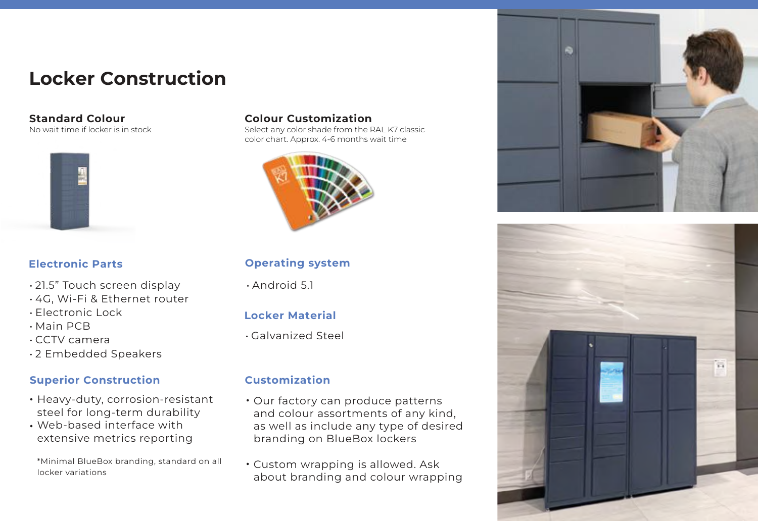# Locker Construction

### Standard Colour

No wait time if locker is in stock

### Colour Customization

Select any color shade from the RAL K7 classic color chart. Approx. 4-6 months wait time

### Electronic Parts

- 21.5" Touch screen display
- 4G, Wi-Fi & Ethernet router
- Electronic Lock
- Main PCB
- CCTV camera
- 2 Embedded Speakers

### Superior Construction

- Heavy-duty, corrosion-resistant steel for long-term durability
- Web-based interface with extensive metrics reporting

*Minimal BlueBox branding, standard on all locker variations

### Operating system

- Android 5.1

### Locker Material

- Galvanized Steel

### Customization

- Our factory can produce patterns and colour assortments of any kind, as well as include any type of desired branding on BlueBox lockers
- Custom wrapping is allowed. Ask about branding and colour wrapping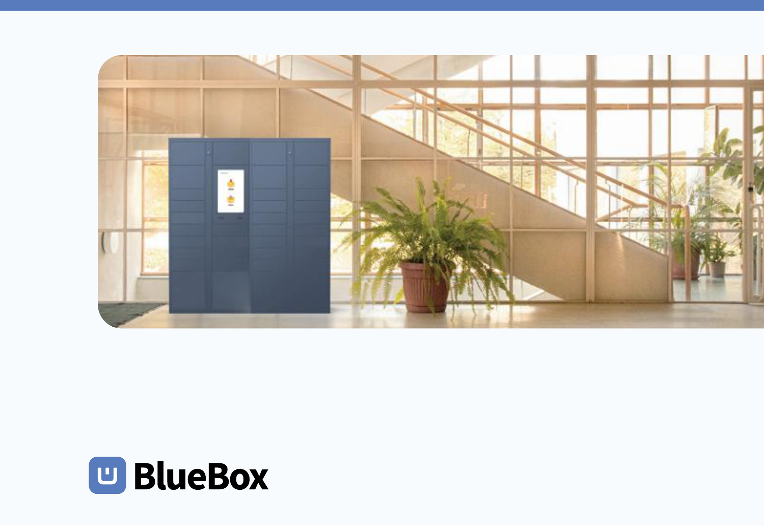BlueBox